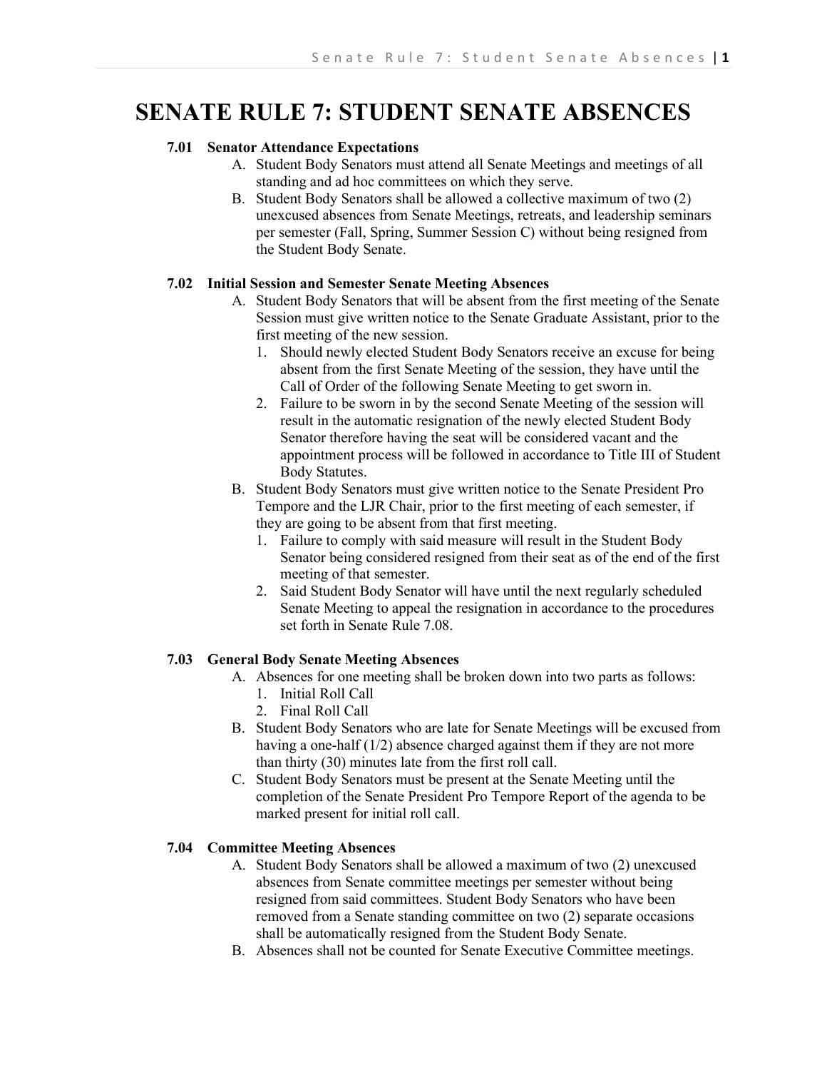# SENATE RULE 7: STUDENT SENATE ABSENCES

**7.01 Senator Attendance Expectations**

A. Student Body Senators must attend all Senate Meetings and meetings of all standing and ad hoc committees on which they serve.

B. Student Body Senators shall be allowed a collective maximum of two (2) unexcused absences from Senate Meetings, retreats, and leadership seminars per semester (Fall, Spring, Summer Session C) without being resigned from the Student Body Senate.

**7.02 Initial Session and Semester Senate Meeting Absences**

A. Student Body Senators that will be absent from the first meeting of the Senate Session must give written notice to the Senate Graduate Assistant, prior to the first meeting of the new session.

1. Should newly elected Student Body Senators receive an excuse for being absent from the first Senate Meeting of the session, they have until the Call of Order of the following Senate Meeting to get sworn in.
2. Failure to be sworn in by the second Senate Meeting of the session will result in the automatic resignation of the newly elected Student Body Senator therefore having the seat will be considered vacant and the appointment process will be followed in accordance to Title III of Student Body Statutes.

B. Student Body Senators must give written notice to the Senate President Pro Tempore and the LJR Chair, prior to the first meeting of each semester, if they are going to be absent from that first meeting.

1. Failure to comply with said measure will result in the Student Body Senator being considered resigned from their seat as of the end of the first meeting of that semester.
2. Said Student Body Senator will have until the next regularly scheduled Senate Meeting to appeal the resignation in accordance to the procedures set forth in Senate Rule 7.08.

**7.03 General Body Senate Meeting Absences**

A. Absences for one meeting shall be broken down into two parts as follows:

1. Initial Roll Call
2. Final Roll Call

B. Student Body Senators who are late for Senate Meetings will be excused from having a one-half (1/2) absence charged against them if they are not more than thirty (30) minutes late from the first roll call.

C. Student Body Senators must be present at the Senate Meeting until the completion of the Senate President Pro Tempore Report of the agenda to be marked present for initial roll call.

**7.04 Committee Meeting Absences**

A. Student Body Senators shall be allowed a maximum of two (2) unexcused absences from Senate committee meetings per semester without being resigned from said committees. Student Body Senators who have been removed from a Senate standing committee on two (2) separate occasions shall be automatically resigned from the Student Body Senate.

B. Absences shall not be counted for Senate Executive Committee meetings.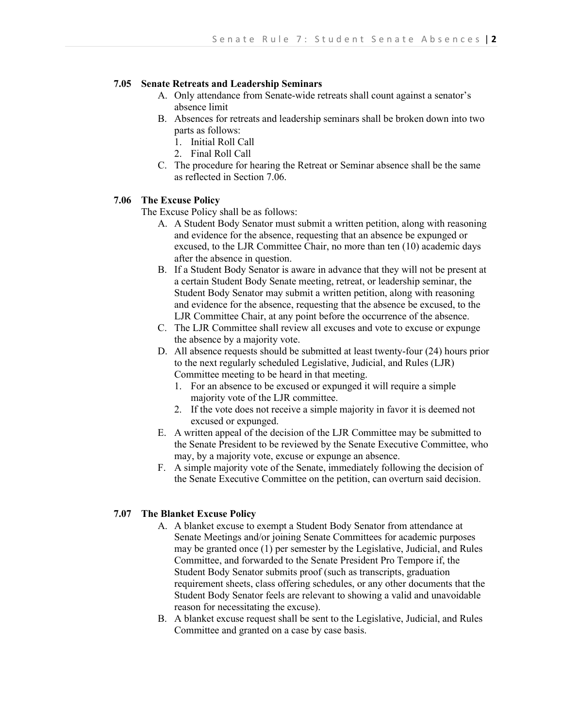### 7.05 Senate Retreats and Leadership Seminars

A. Only attendance from Senate-wide retreats shall count against a senator's absence limit

B. Absences for retreats and leadership seminars shall be broken down into two parts as follows:
   1. Initial Roll Call
   2. Final Roll Call

C. The procedure for hearing the Retreat or Seminar absence shall be the same as reflected in Section 7.06.

### 7.06 The Excuse Policy

The Excuse Policy shall be as follows:

A. A Student Body Senator must submit a written petition, along with reasoning and evidence for the absence, requesting that an absence be expunged or excused, to the LJR Committee Chair, no more than ten (10) academic days after the absence in question.

B. If a Student Body Senator is aware in advance that they will not be present at a certain Student Body Senate meeting, retreat, or leadership seminar, the Student Body Senator may submit a written petition, along with reasoning and evidence for the absence, requesting that the absence be excused, to the LJR Committee Chair, at any point before the occurrence of the absence.

C. The LJR Committee shall review all excuses and vote to excuse or expunge the absence by a majority vote.

D. All absence requests should be submitted at least twenty-four (24) hours prior to the next regularly scheduled Legislative, Judicial, and Rules (LJR) Committee meeting to be heard in that meeting.
   1. For an absence to be excused or expunged it will require a simple majority vote of the LJR committee.
   2. If the vote does not receive a simple majority in favor it is deemed not excused or expunged.

E. A written appeal of the decision of the LJR Committee may be submitted to the Senate President to be reviewed by the Senate Executive Committee, who may, by a majority vote, excuse or expunge an absence.

F. A simple majority vote of the Senate, immediately following the decision of the Senate Executive Committee on the petition, can overturn said decision.

### 7.07 The Blanket Excuse Policy

A. A blanket excuse to exempt a Student Body Senator from attendance at Senate Meetings and/or joining Senate Committees for academic purposes may be granted once (1) per semester by the Legislative, Judicial, and Rules Committee, and forwarded to the Senate President Pro Tempore if, the Student Body Senator submits proof (such as transcripts, graduation requirement sheets, class offering schedules, or any other documents that the Student Body Senator feels are relevant to showing a valid and unavoidable reason for necessitating the excuse).

B. A blanket excuse request shall be sent to the Legislative, Judicial, and Rules Committee and granted on a case by case basis.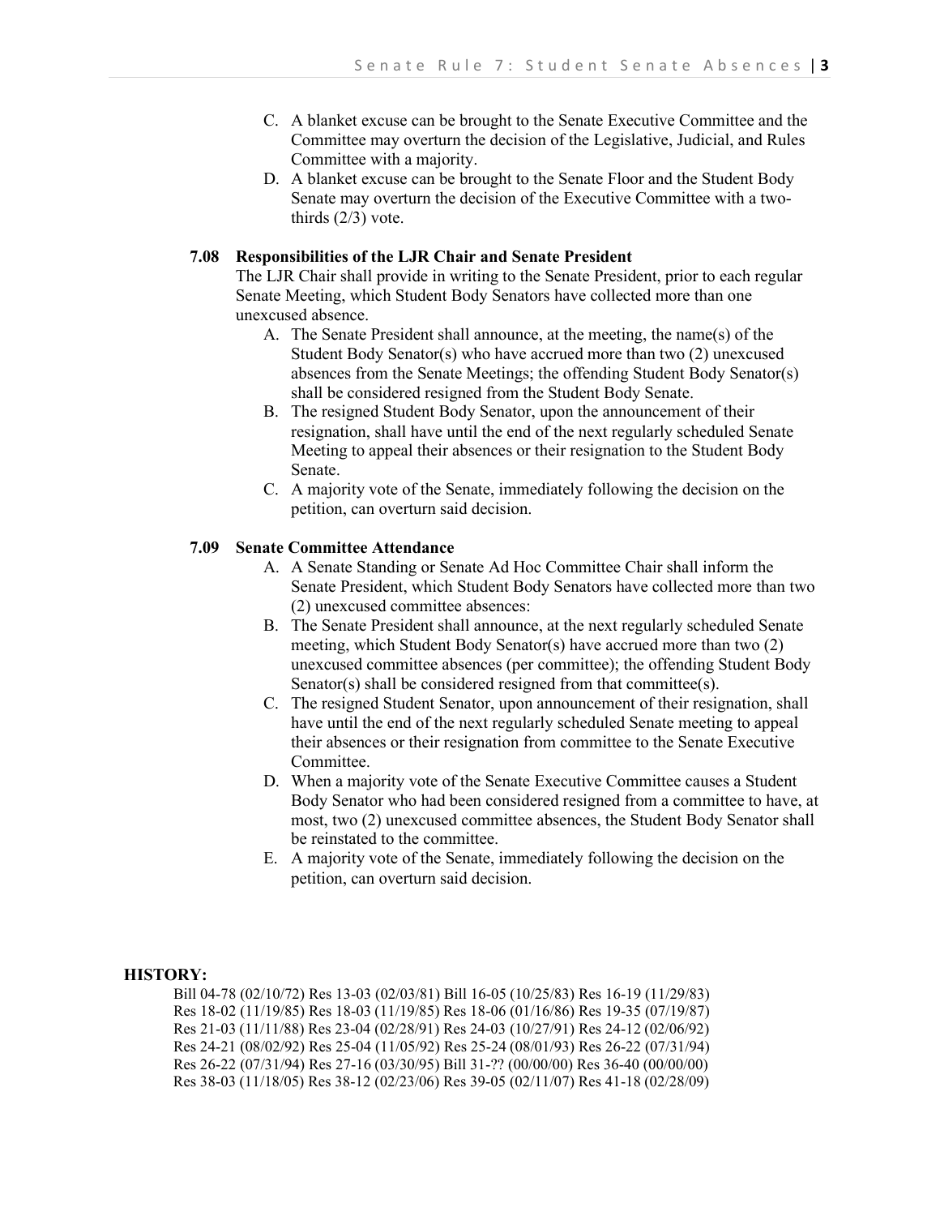C. A blanket excuse can be brought to the Senate Executive Committee and the Committee may overturn the decision of the Legislative, Judicial, and Rules Committee with a majority.
D. A blanket excuse can be brought to the Senate Floor and the Student Body Senate may overturn the decision of the Executive Committee with a two-thirds (2/3) vote.

### 7.08 Responsibilities of the LJR Chair and Senate President

The LJR Chair shall provide in writing to the Senate President, prior to each regular Senate Meeting, which Student Body Senators have collected more than one unexcused absence.

A. The Senate President shall announce, at the meeting, the name(s) of the Student Body Senator(s) who have accrued more than two (2) unexcused absences from the Senate Meetings; the offending Student Body Senator(s) shall be considered resigned from the Student Body Senate.
B. The resigned Student Body Senator, upon the announcement of their resignation, shall have until the end of the next regularly scheduled Senate Meeting to appeal their absences or their resignation to the Student Body Senate.
C. A majority vote of the Senate, immediately following the decision on the petition, can overturn said decision.

### 7.09 Senate Committee Attendance

A. A Senate Standing or Senate Ad Hoc Committee Chair shall inform the Senate President, which Student Body Senators have collected more than two (2) unexcused committee absences:
B. The Senate President shall announce, at the next regularly scheduled Senate meeting, which Student Body Senator(s) have accrued more than two (2) unexcused committee absences (per committee); the offending Student Body Senator(s) shall be considered resigned from that committee(s).
C. The resigned Student Senator, upon announcement of their resignation, shall have until the end of the next regularly scheduled Senate meeting to appeal their absences or their resignation from committee to the Senate Executive Committee.
D. When a majority vote of the Senate Executive Committee causes a Student Body Senator who had been considered resigned from a committee to have, at most, two (2) unexcused committee absences, the Student Body Senator shall be reinstated to the committee.
E. A majority vote of the Senate, immediately following the decision on the petition, can overturn said decision.

## HISTORY:

Bill 04-78 (02/10/72) Res 13-03 (02/03/81) Bill 16-05 (10/25/83) Res 16-19 (11/29/83)
Res 18-02 (11/19/85) Res 18-03 (11/19/85) Res 18-06 (01/16/86) Res 19-35 (07/19/87)
Res 21-03 (11/11/88) Res 23-04 (02/28/91) Res 24-03 (10/27/91) Res 24-12 (02/06/92)
Res 24-21 (08/02/92) Res 25-04 (11/05/92) Res 25-24 (08/01/93) Res 26-22 (07/31/94)
Res 26-22 (07/31/94) Res 27-16 (03/30/95) Bill 31-?? (00/00/00) Res 36-40 (00/00/00)
Res 38-03 (11/18/05) Res 38-12 (02/23/06) Res 39-05 (02/11/07) Res 41-18 (02/28/09)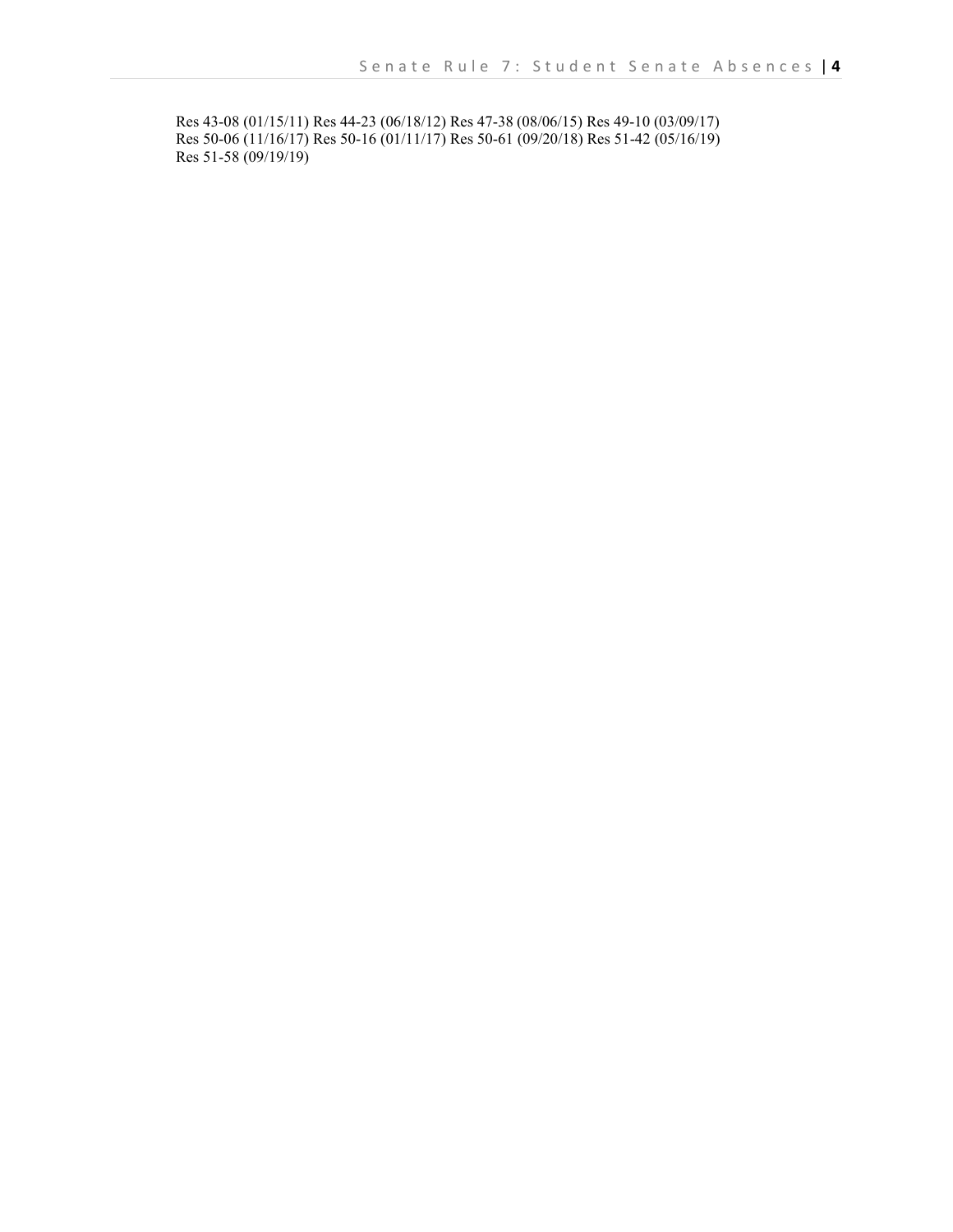Res 43-08 (01/15/11) Res 44-23 (06/18/12) Res 47-38 (08/06/15) Res 49-10 (03/09/17) Res 50-06 (11/16/17) Res 50-16 (01/11/17) Res 50-61 (09/20/18) Res 51-42 (05/16/19) Res 51-58 (09/19/19)